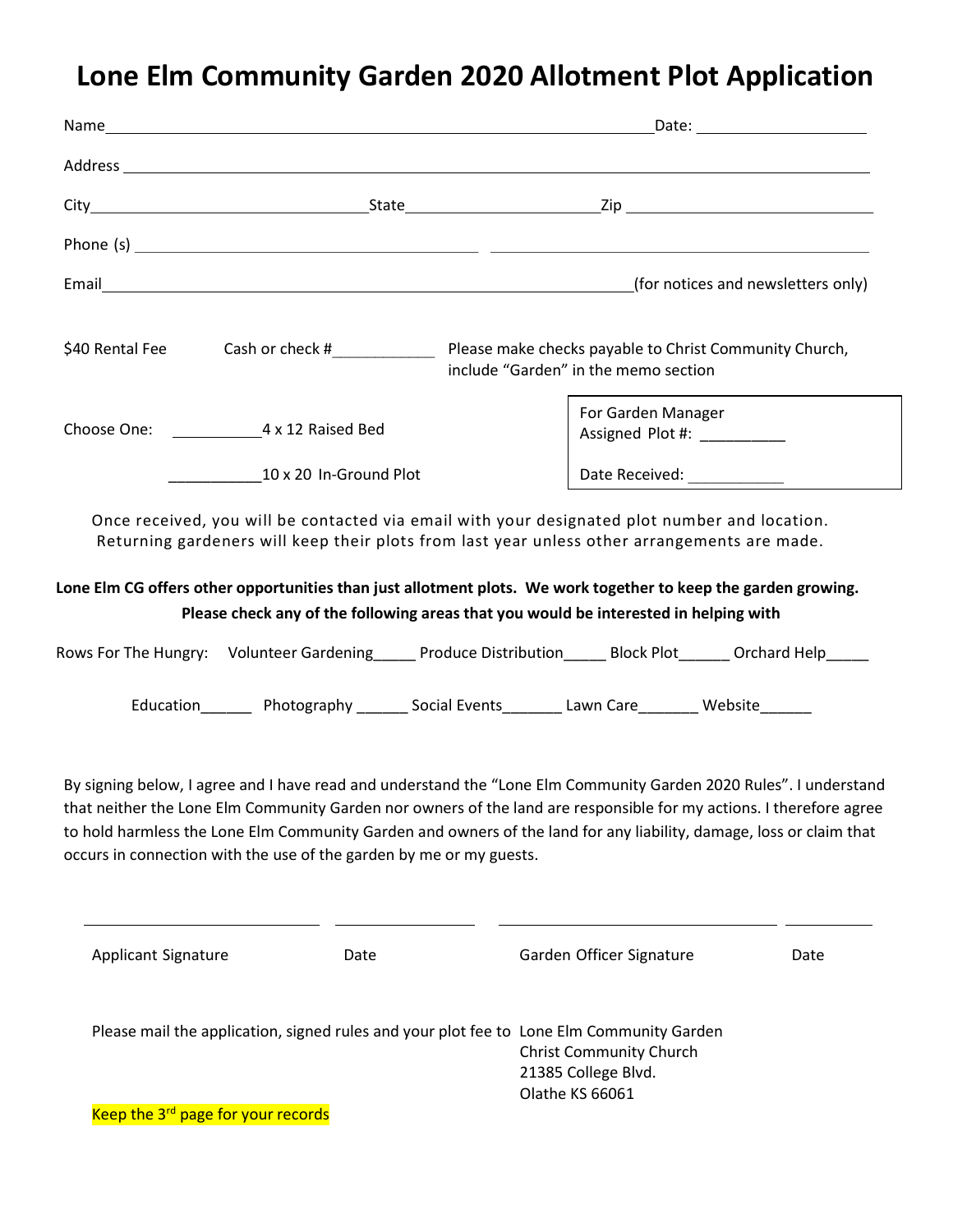# Lone Elm Community Garden 2020 Allotment Plot Application

Name_______________________________________________________________Date: ____________________

Address ________________________________________________________________________________________

City________________________________State______________________Zip ____________________________

Phone (s) _________________________________________ ______________________________________________

Email_______________________________________________________________(for notices and newsletters only)

$40 Rental Fee    Cash or check #____________    Please make checks payable to Christ Community Church, include "Garden" in the memo section

Choose One: ___________4 x 12 Raised Bed

___________10 x 20 In-Ground Plot

For Garden Manager
Assigned Plot #: __________

Date Received: ___________

Once received, you will be contacted via email with your designated plot number and location. Returning gardeners will keep their plots from last year unless other arrangements are made.

**Lone Elm CG offers other opportunities than just allotment plots. We work together to keep the garden growing.**
**Please check any of the following areas that you would be interested in helping with**

Rows For The Hungry: Volunteer Gardening_____ Produce Distribution_____ Block Plot______ Orchard Help_____

Education______ Photography ______ Social Events_______ Lawn Care_______ Website______

By signing below, I agree and I have read and understand the "Lone Elm Community Garden 2020 Rules". I understand that neither the Lone Elm Community Garden nor owners of the land are responsible for my actions. I therefore agree to hold harmless the Lone Elm Community Garden and owners of the land for any liability, damage, loss or claim that occurs in connection with the use of the garden by me or my guests.

____________________________ ________________ ________________________________ __________

Applicant Signature    Date    Garden Officer Signature    Date

Please mail the application, signed rules and your plot fee to

Lone Elm Community Garden
Christ Community Church
21385 College Blvd.
Olathe KS 66061

Keep the 3rd page for your records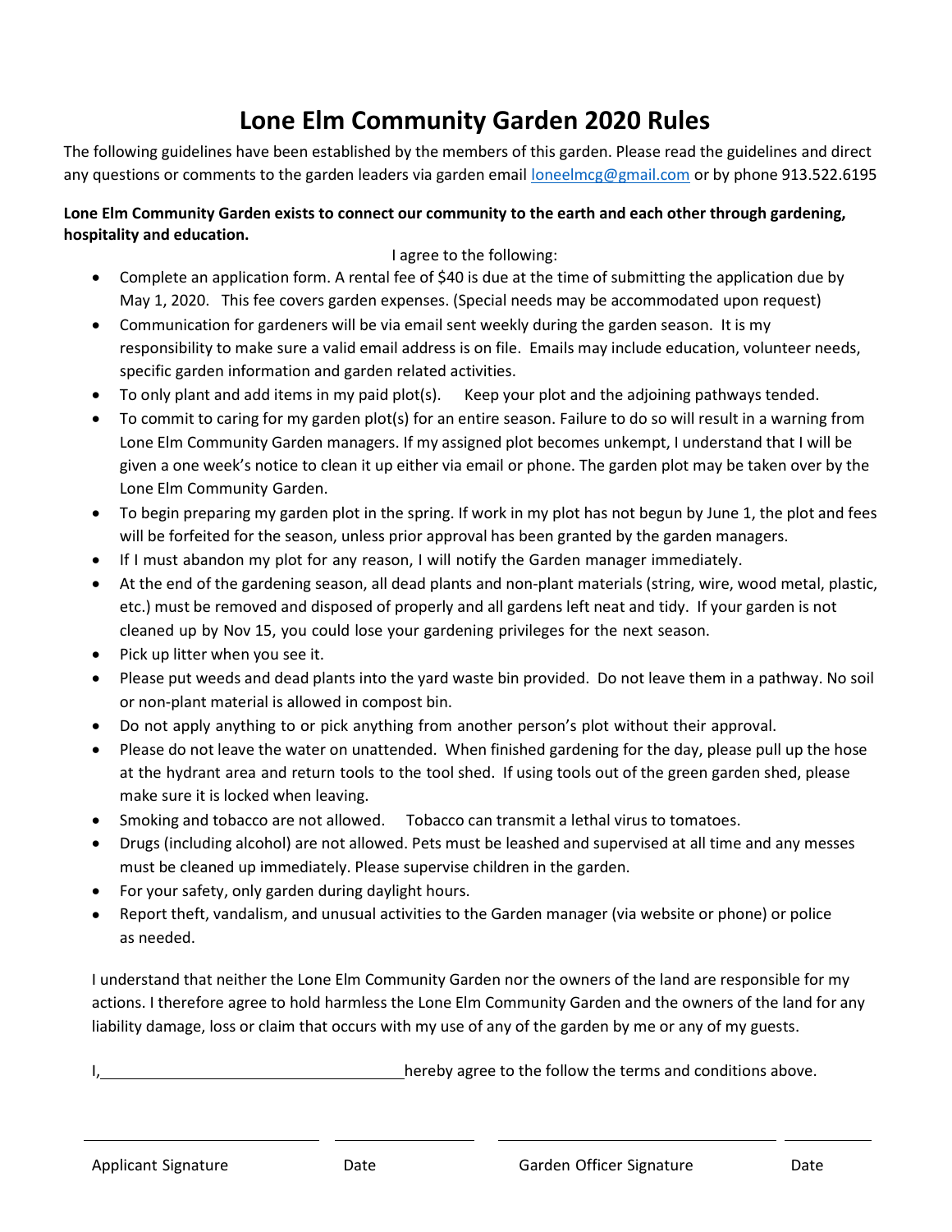# Lone Elm Community Garden 2020 Rules

The following guidelines have been established by the members of this garden. Please read the guidelines and direct any questions or comments to the garden leaders via garden email loneelmcg@gmail.com or by phone 913.522.6195

**Lone Elm Community Garden exists to connect our community to the earth and each other through gardening, hospitality and education.**

I agree to the following:

- Complete an application form. A rental fee of $40 is due at the time of submitting the application due by May 1, 2020. This fee covers garden expenses. (Special needs may be accommodated upon request)
- Communication for gardeners will be via email sent weekly during the garden season. It is my responsibility to make sure a valid email address is on file. Emails may include education, volunteer needs, specific garden information and garden related activities.
- To only plant and add items in my paid plot(s). Keep your plot and the adjoining pathways tended.
- To commit to caring for my garden plot(s) for an entire season. Failure to do so will result in a warning from Lone Elm Community Garden managers. If my assigned plot becomes unkempt, I understand that I will be given a one week's notice to clean it up either via email or phone. The garden plot may be taken over by the Lone Elm Community Garden.
- To begin preparing my garden plot in the spring. If work in my plot has not begun by June 1, the plot and fees will be forfeited for the season, unless prior approval has been granted by the garden managers.
- If I must abandon my plot for any reason, I will notify the Garden manager immediately.
- At the end of the gardening season, all dead plants and non-plant materials (string, wire, wood metal, plastic, etc.) must be removed and disposed of properly and all gardens left neat and tidy. If your garden is not cleaned up by Nov 15, you could lose your gardening privileges for the next season.
- Pick up litter when you see it.
- Please put weeds and dead plants into the yard waste bin provided. Do not leave them in a pathway. No soil or non-plant material is allowed in compost bin.
- Do not apply anything to or pick anything from another person's plot without their approval.
- Please do not leave the water on unattended. When finished gardening for the day, please pull up the hose at the hydrant area and return tools to the tool shed. If using tools out of the green garden shed, please make sure it is locked when leaving.
- Smoking and tobacco are not allowed. Tobacco can transmit a lethal virus to tomatoes.
- Drugs (including alcohol) are not allowed. Pets must be leashed and supervised at all time and any messes must be cleaned up immediately. Please supervise children in the garden.
- For your safety, only garden during daylight hours.
- Report theft, vandalism, and unusual activities to the Garden manager (via website or phone) or police as needed.

I understand that neither the Lone Elm Community Garden nor the owners of the land are responsible for my actions. I therefore agree to hold harmless the Lone Elm Community Garden and the owners of the land for any liability damage, loss or claim that occurs with my use of any of the garden by me or any of my guests.

I, ______________________________ hereby agree to the follow the terms and conditions above.

| Applicant Signature | Date | Garden Officer Signature | Date |
|---|---|---|---|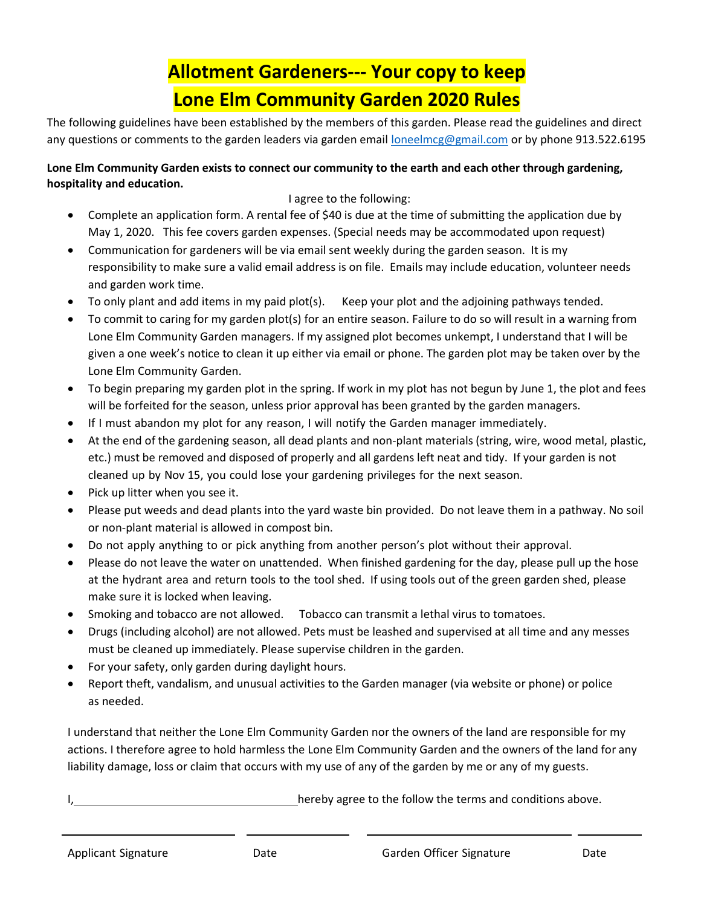# Allotment Gardeners--- Your copy to keep

# Lone Elm Community Garden 2020 Rules

The following guidelines have been established by the members of this garden. Please read the guidelines and direct any questions or comments to the garden leaders via garden email [loneelmcg@gmail.com](mailto:loneelmcg@gmail.com) or by phone 913.522.6195

**Lone Elm Community Garden exists to connect our community to the earth and each other through gardening, hospitality and education.**

I agree to the following:

- Complete an application form. A rental fee of $40 is due at the time of submitting the application due by May 1, 2020. This fee covers garden expenses. (Special needs may be accommodated upon request)
- Communication for gardeners will be via email sent weekly during the garden season. It is my responsibility to make sure a valid email address is on file. Emails may include education, volunteer needs and garden work time.
- To only plant and add items in my paid plot(s). Keep your plot and the adjoining pathways tended.
- To commit to caring for my garden plot(s) for an entire season. Failure to do so will result in a warning from Lone Elm Community Garden managers. If my assigned plot becomes unkempt, I understand that I will be given a one week's notice to clean it up either via email or phone. The garden plot may be taken over by the Lone Elm Community Garden.
- To begin preparing my garden plot in the spring. If work in my plot has not begun by June 1, the plot and fees will be forfeited for the season, unless prior approval has been granted by the garden managers.
- If I must abandon my plot for any reason, I will notify the Garden manager immediately.
- At the end of the gardening season, all dead plants and non-plant materials (string, wire, wood metal, plastic, etc.) must be removed and disposed of properly and all gardens left neat and tidy. If your garden is not cleaned up by Nov 15, you could lose your gardening privileges for the next season.
- Pick up litter when you see it.
- Please put weeds and dead plants into the yard waste bin provided. Do not leave them in a pathway. No soil or non-plant material is allowed in compost bin.
- Do not apply anything to or pick anything from another person's plot without their approval.
- Please do not leave the water on unattended. When finished gardening for the day, please pull up the hose at the hydrant area and return tools to the tool shed. If using tools out of the green garden shed, please make sure it is locked when leaving.
- Smoking and tobacco are not allowed. Tobacco can transmit a lethal virus to tomatoes.
- Drugs (including alcohol) are not allowed. Pets must be leashed and supervised at all time and any messes must be cleaned up immediately. Please supervise children in the garden.
- For your safety, only garden during daylight hours.
- Report theft, vandalism, and unusual activities to the Garden manager (via website or phone) or police as needed.

I understand that neither the Lone Elm Community Garden nor the owners of the land are responsible for my actions. I therefore agree to hold harmless the Lone Elm Community Garden and the owners of the land for any liability damage, loss or claim that occurs with my use of any of the garden by me or any of my guests.

I,____________________________________hereby agree to the follow the terms and conditions above.

| | | | |
|---|---|---|---|
| Applicant Signature | Date | Garden Officer Signature | Date |